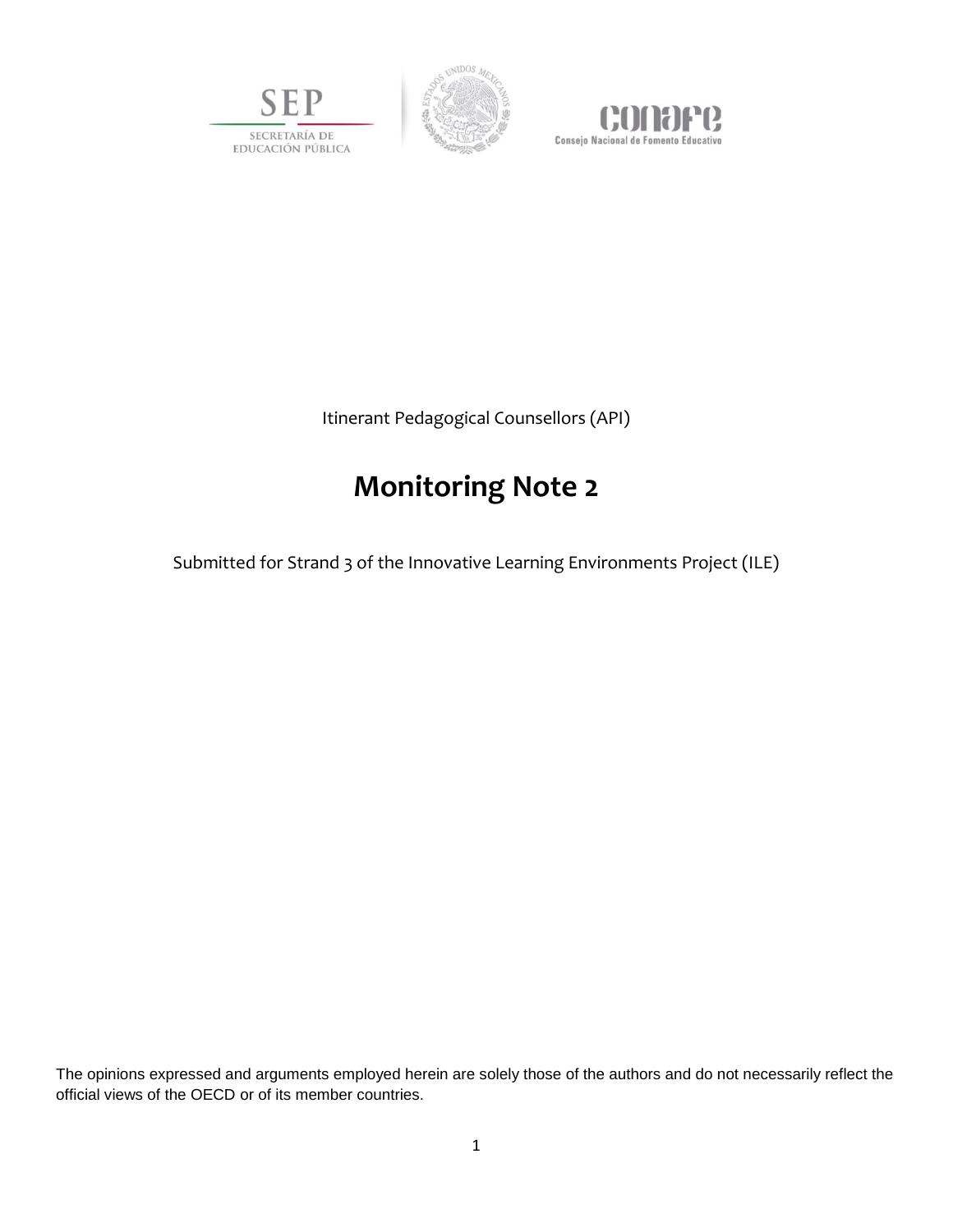SEP

SECRETARÍA DE EDUCACIÓN PÚBLICA

conafe

Consejo Nacional de Fomento Educativo

Itinerant Pedagogical Counsellors (API)

# Monitoring Note 2

Submitted for Strand 3 of the Innovative Learning Environments Project (ILE)

The opinions expressed and arguments employed herein are solely those of the authors and do not necessarily reflect the official views of the OECD or of its member countries.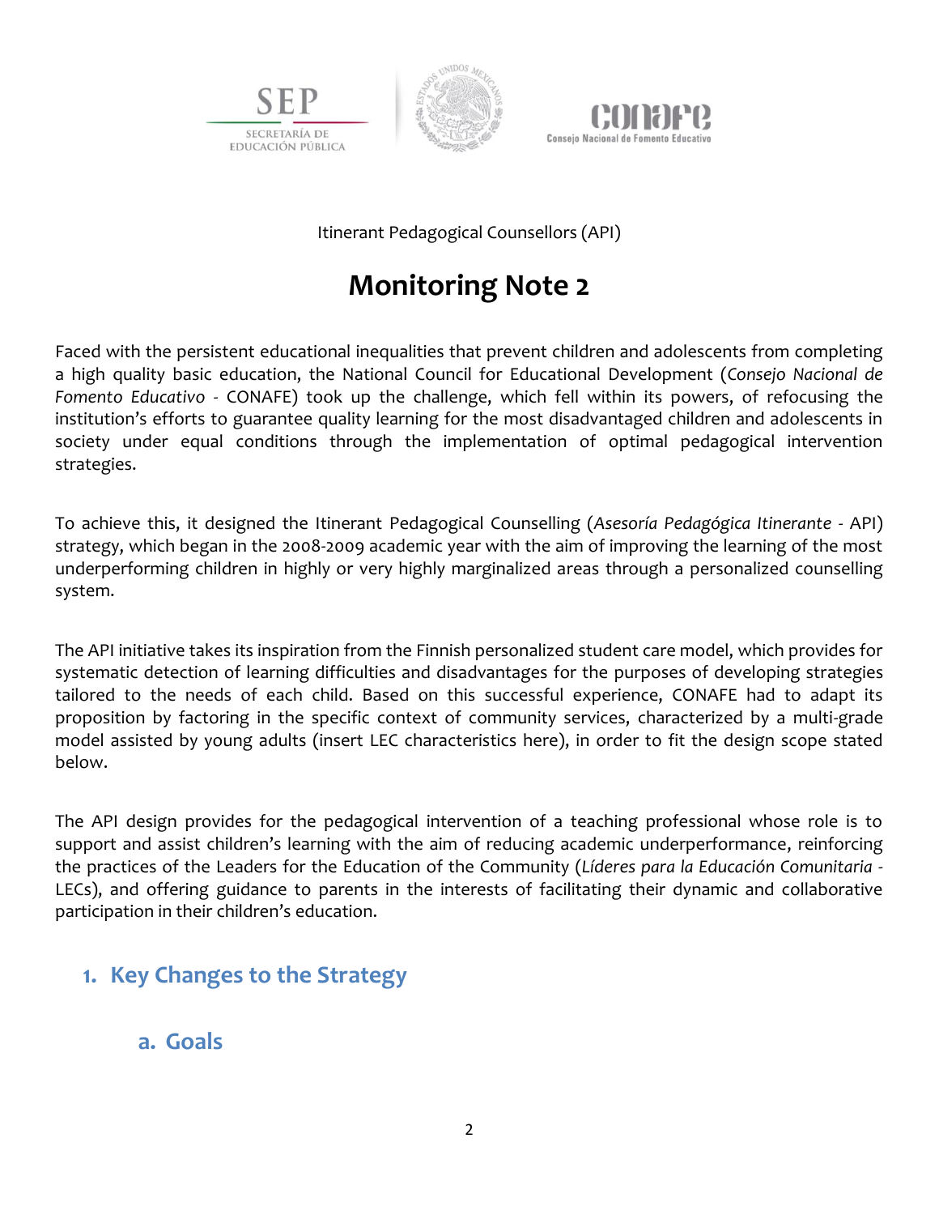Itinerant Pedagogical Counsellors (API)

# Monitoring Note 2

Faced with the persistent educational inequalities that prevent children and adolescents from completing a high quality basic education, the National Council for Educational Development (*Consejo Nacional de Fomento Educativo* - CONAFE) took up the challenge, which fell within its powers, of refocusing the institution's efforts to guarantee quality learning for the most disadvantaged children and adolescents in society under equal conditions through the implementation of optimal pedagogical intervention strategies.

To achieve this, it designed the Itinerant Pedagogical Counselling (*Asesoría Pedagógica Itinerante* - API) strategy, which began in the 2008-2009 academic year with the aim of improving the learning of the most underperforming children in highly or very highly marginalized areas through a personalized counselling system.

The API initiative takes its inspiration from the Finnish personalized student care model, which provides for systematic detection of learning difficulties and disadvantages for the purposes of developing strategies tailored to the needs of each child. Based on this successful experience, CONAFE had to adapt its proposition by factoring in the specific context of community services, characterized by a multi-grade model assisted by young adults (insert LEC characteristics here), in order to fit the design scope stated below.

The API design provides for the pedagogical intervention of a teaching professional whose role is to support and assist children's learning with the aim of reducing academic underperformance, reinforcing the practices of the Leaders for the Education of the Community (*Líderes para la Educación Comunitaria* - LECs), and offering guidance to parents in the interests of facilitating their dynamic and collaborative participation in their children's education.

## 1. Key Changes to the Strategy

### a. Goals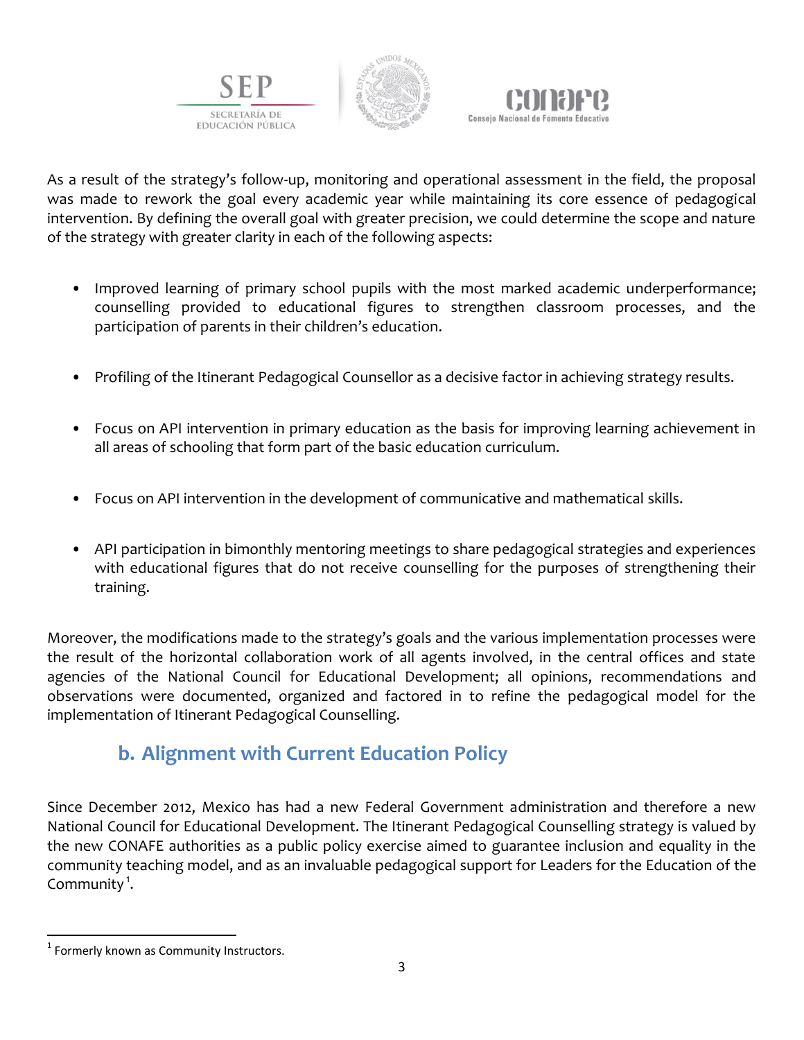As a result of the strategy's follow-up, monitoring and operational assessment in the field, the proposal was made to rework the goal every academic year while maintaining its core essence of pedagogical intervention. By defining the overall goal with greater precision, we could determine the scope and nature of the strategy with greater clarity in each of the following aspects:

- Improved learning of primary school pupils with the most marked academic underperformance; counselling provided to educational figures to strengthen classroom processes, and the participation of parents in their children's education.

- Profiling of the Itinerant Pedagogical Counsellor as a decisive factor in achieving strategy results.

- Focus on API intervention in primary education as the basis for improving learning achievement in all areas of schooling that form part of the basic education curriculum.

- Focus on API intervention in the development of communicative and mathematical skills.

- API participation in bimonthly mentoring meetings to share pedagogical strategies and experiences with educational figures that do not receive counselling for the purposes of strengthening their training.

Moreover, the modifications made to the strategy's goals and the various implementation processes were the result of the horizontal collaboration work of all agents involved, in the central offices and state agencies of the National Council for Educational Development; all opinions, recommendations and observations were documented, organized and factored in to refine the pedagogical model for the implementation of Itinerant Pedagogical Counselling.

## b. Alignment with Current Education Policy

Since December 2012, Mexico has had a new Federal Government administration and therefore a new National Council for Educational Development. The Itinerant Pedagogical Counselling strategy is valued by the new CONAFE authorities as a public policy exercise aimed to guarantee inclusion and equality in the community teaching model, and as an invaluable pedagogical support for Leaders for the Education of the Community[1].

[1] Formerly known as Community Instructors.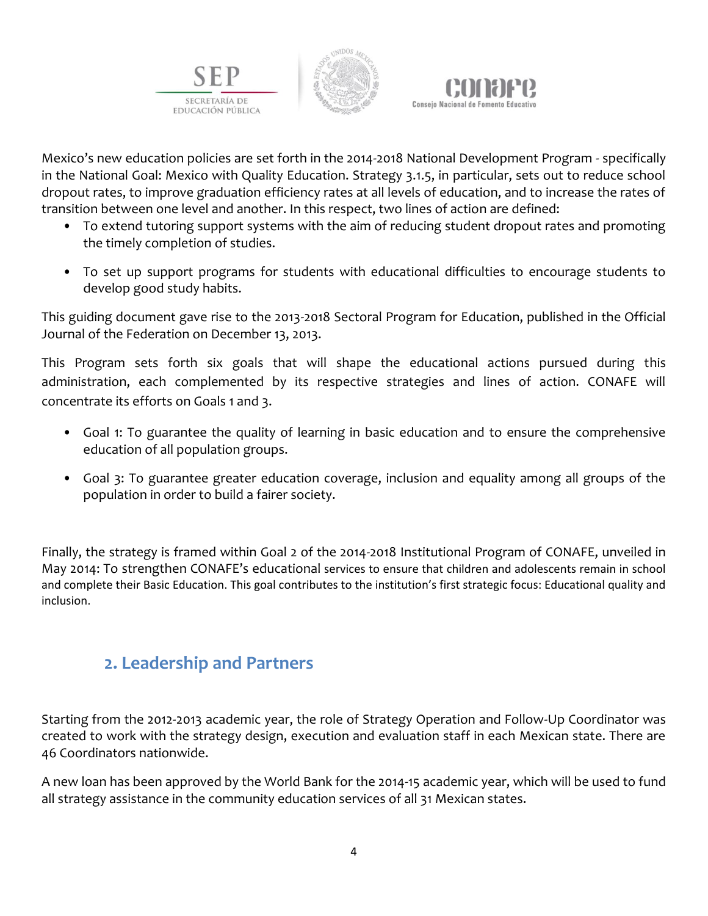Mexico's new education policies are set forth in the 2014-2018 National Development Program - specifically in the National Goal: Mexico with Quality Education. Strategy 3.1.5, in particular, sets out to reduce school dropout rates, to improve graduation efficiency rates at all levels of education, and to increase the rates of transition between one level and another. In this respect, two lines of action are defined:

- To extend tutoring support systems with the aim of reducing student dropout rates and promoting the timely completion of studies.
- To set up support programs for students with educational difficulties to encourage students to develop good study habits.

This guiding document gave rise to the 2013-2018 Sectoral Program for Education, published in the Official Journal of the Federation on December 13, 2013.

This Program sets forth six goals that will shape the educational actions pursued during this administration, each complemented by its respective strategies and lines of action. CONAFE will concentrate its efforts on Goals 1 and 3.

- Goal 1: To guarantee the quality of learning in basic education and to ensure the comprehensive education of all population groups.
- Goal 3: To guarantee greater education coverage, inclusion and equality among all groups of the population in order to build a fairer society.

Finally, the strategy is framed within Goal 2 of the 2014-2018 Institutional Program of CONAFE, unveiled in May 2014: To strengthen CONAFE's educational services to ensure that children and adolescents remain in school and complete their Basic Education. This goal contributes to the institution's first strategic focus: Educational quality and inclusion.

## 2. Leadership and Partners

Starting from the 2012-2013 academic year, the role of Strategy Operation and Follow-Up Coordinator was created to work with the strategy design, execution and evaluation staff in each Mexican state. There are 46 Coordinators nationwide.

A new loan has been approved by the World Bank for the 2014-15 academic year, which will be used to fund all strategy assistance in the community education services of all 31 Mexican states.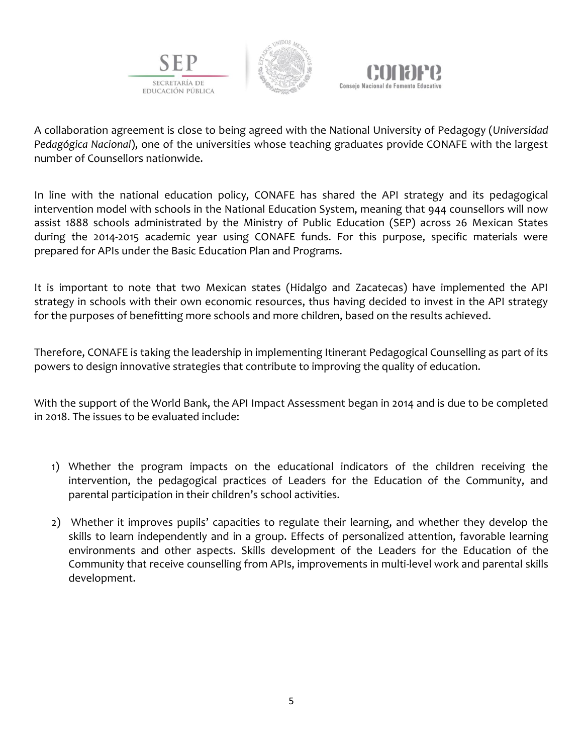A collaboration agreement is close to being agreed with the National University of Pedagogy (*Universidad Pedagógica Nacional*), one of the universities whose teaching graduates provide CONAFE with the largest number of Counsellors nationwide.

In line with the national education policy, CONAFE has shared the API strategy and its pedagogical intervention model with schools in the National Education System, meaning that 944 counsellors will now assist 1888 schools administrated by the Ministry of Public Education (SEP) across 26 Mexican States during the 2014-2015 academic year using CONAFE funds. For this purpose, specific materials were prepared for APIs under the Basic Education Plan and Programs.

It is important to note that two Mexican states (Hidalgo and Zacatecas) have implemented the API strategy in schools with their own economic resources, thus having decided to invest in the API strategy for the purposes of benefitting more schools and more children, based on the results achieved.

Therefore, CONAFE is taking the leadership in implementing Itinerant Pedagogical Counselling as part of its powers to design innovative strategies that contribute to improving the quality of education.

With the support of the World Bank, the API Impact Assessment began in 2014 and is due to be completed in 2018. The issues to be evaluated include:

1) Whether the program impacts on the educational indicators of the children receiving the intervention, the pedagogical practices of Leaders for the Education of the Community, and parental participation in their children's school activities.

2) Whether it improves pupils' capacities to regulate their learning, and whether they develop the skills to learn independently and in a group. Effects of personalized attention, favorable learning environments and other aspects. Skills development of the Leaders for the Education of the Community that receive counselling from APIs, improvements in multi-level work and parental skills development.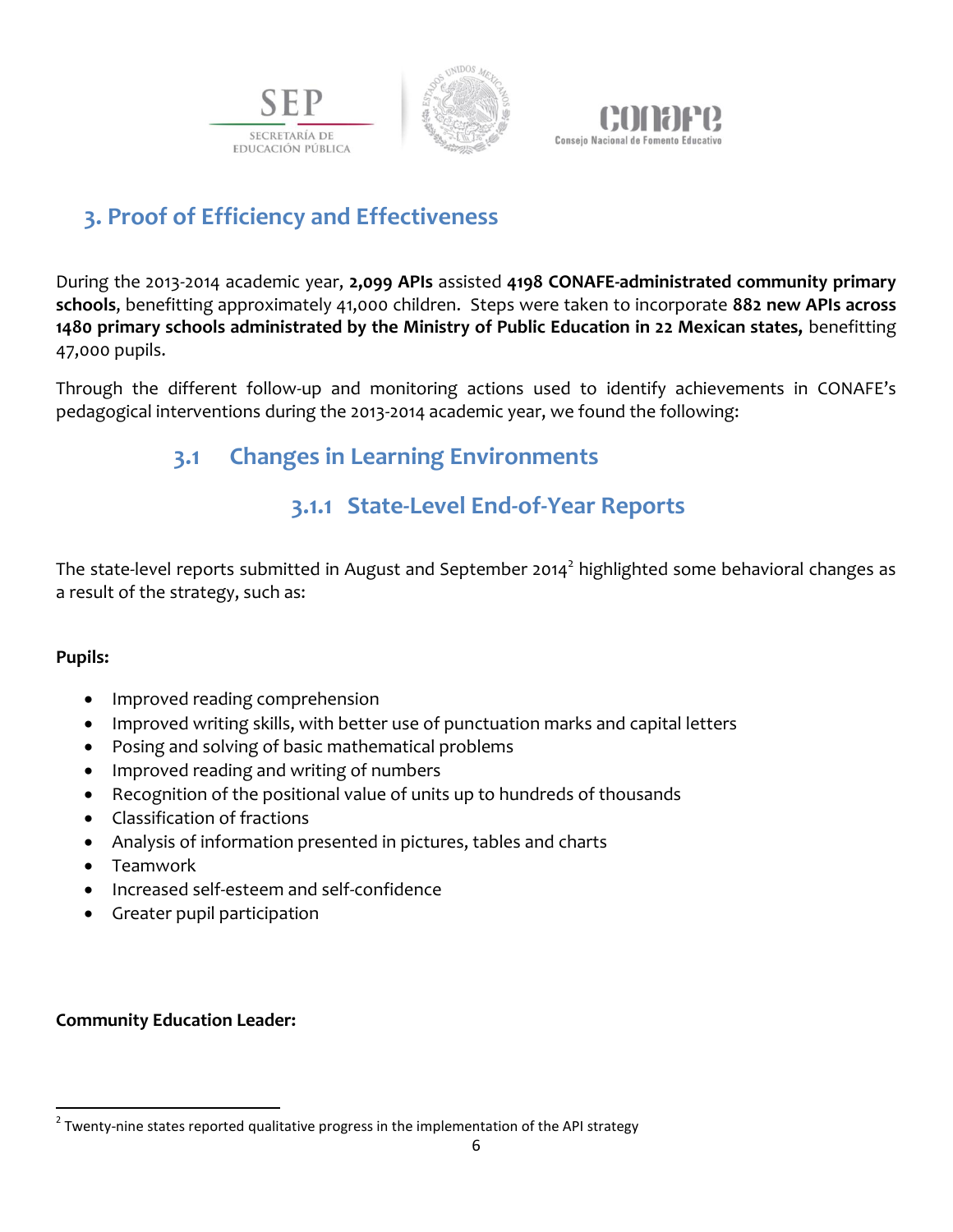## 3. Proof of Efficiency and Effectiveness

During the 2013-2014 academic year, **2,099 APIs** assisted **4198 CONAFE-administrated community primary schools**, benefitting approximately 41,000 children. Steps were taken to incorporate **882 new APIs across 1480 primary schools administrated by the Ministry of Public Education in 22 Mexican states,** benefitting 47,000 pupils.

Through the different follow-up and monitoring actions used to identify achievements in CONAFE's pedagogical interventions during the 2013-2014 academic year, we found the following:

### 3.1 Changes in Learning Environments

#### 3.1.1 State-Level End-of-Year Reports

The state-level reports submitted in August and September 2014[2] highlighted some behavioral changes as a result of the strategy, such as:

**Pupils:**

- Improved reading comprehension
- Improved writing skills, with better use of punctuation marks and capital letters
- Posing and solving of basic mathematical problems
- Improved reading and writing of numbers
- Recognition of the positional value of units up to hundreds of thousands
- Classification of fractions
- Analysis of information presented in pictures, tables and charts
- Teamwork
- Increased self-esteem and self-confidence
- Greater pupil participation

**Community Education Leader:**

[2] Twenty-nine states reported qualitative progress in the implementation of the API strategy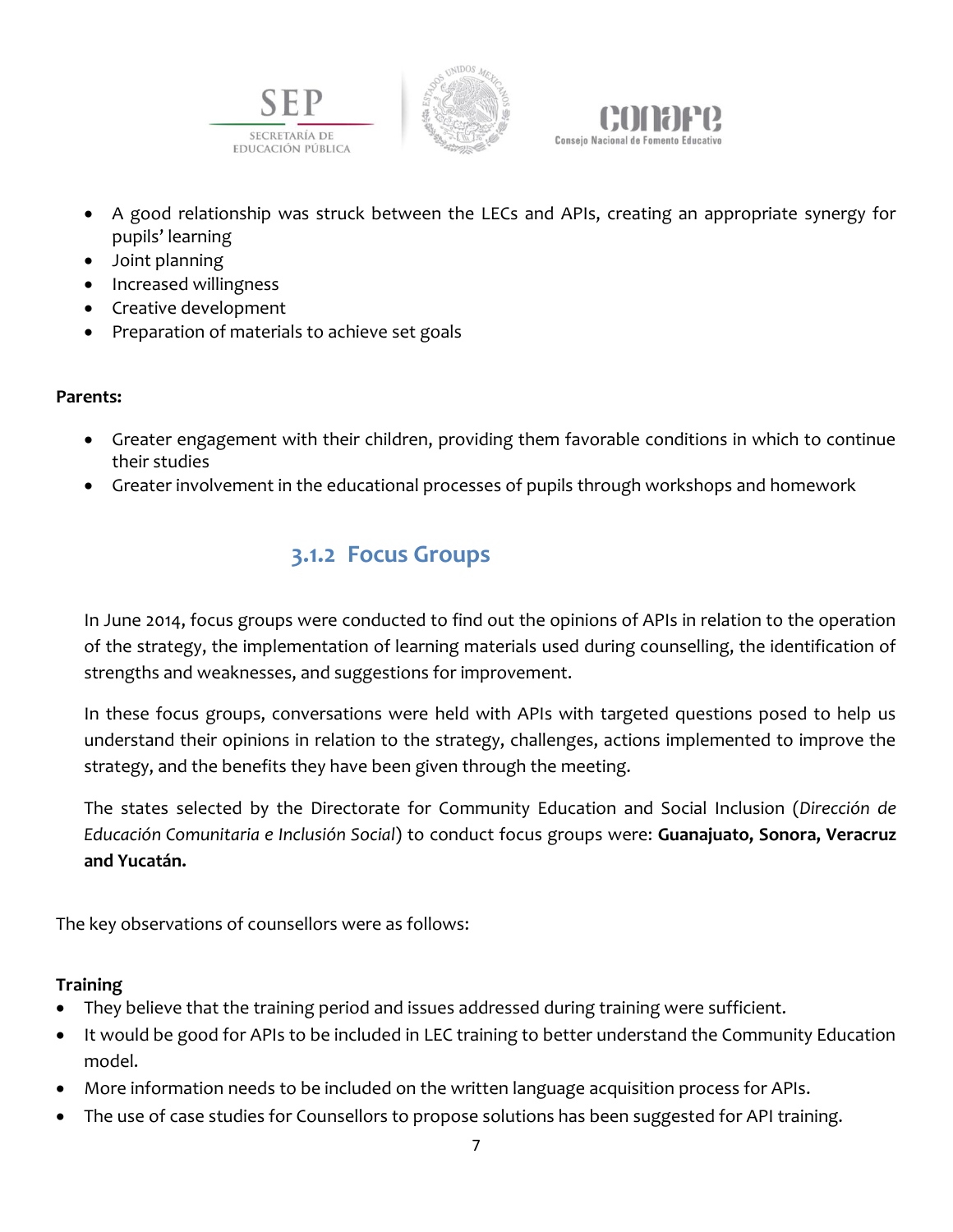- A good relationship was struck between the LECs and APIs, creating an appropriate synergy for pupils' learning
- Joint planning
- Increased willingness
- Creative development
- Preparation of materials to achieve set goals

**Parents:**

- Greater engagement with their children, providing them favorable conditions in which to continue their studies
- Greater involvement in the educational processes of pupils through workshops and homework

### 3.1.2 Focus Groups

In June 2014, focus groups were conducted to find out the opinions of APIs in relation to the operation of the strategy, the implementation of learning materials used during counselling, the identification of strengths and weaknesses, and suggestions for improvement.

In these focus groups, conversations were held with APIs with targeted questions posed to help us understand their opinions in relation to the strategy, challenges, actions implemented to improve the strategy, and the benefits they have been given through the meeting.

The states selected by the Directorate for Community Education and Social Inclusion (*Dirección de Educación Comunitaria e Inclusión Social*) to conduct focus groups were: **Guanajuato, Sonora, Veracruz and Yucatán.**

The key observations of counsellors were as follows:

**Training**

- They believe that the training period and issues addressed during training were sufficient.
- It would be good for APIs to be included in LEC training to better understand the Community Education model.
- More information needs to be included on the written language acquisition process for APIs.
- The use of case studies for Counsellors to propose solutions has been suggested for API training.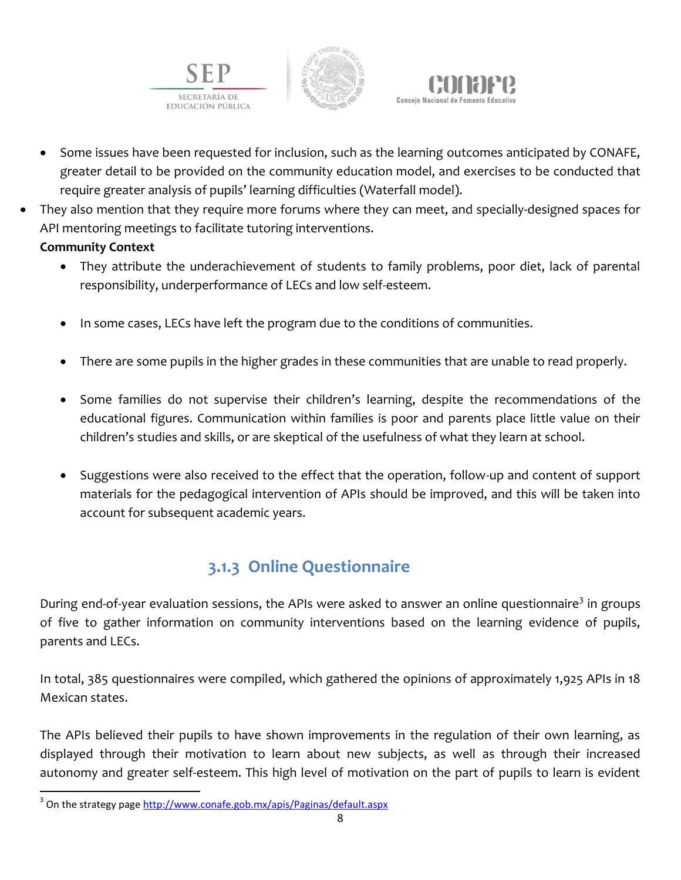- Some issues have been requested for inclusion, such as the learning outcomes anticipated by CONAFE, greater detail to be provided on the community education model, and exercises to be conducted that require greater analysis of pupils' learning difficulties (Waterfall model).
- They also mention that they require more forums where they can meet, and specially-designed spaces for API mentoring meetings to facilitate tutoring interventions.

**Community Context**

- They attribute the underachievement of students to family problems, poor diet, lack of parental responsibility, underperformance of LECs and low self-esteem.
- In some cases, LECs have left the program due to the conditions of communities.
- There are some pupils in the higher grades in these communities that are unable to read properly.
- Some families do not supervise their children's learning, despite the recommendations of the educational figures. Communication within families is poor and parents place little value on their children's studies and skills, or are skeptical of the usefulness of what they learn at school.
- Suggestions were also received to the effect that the operation, follow-up and content of support materials for the pedagogical intervention of APIs should be improved, and this will be taken into account for subsequent academic years.

### 3.1.3 Online Questionnaire

During end-of-year evaluation sessions, the APIs were asked to answer an online questionnaire[3] in groups of five to gather information on community interventions based on the learning evidence of pupils, parents and LECs.

In total, 385 questionnaires were compiled, which gathered the opinions of approximately 1,925 APIs in 18 Mexican states.

The APIs believed their pupils to have shown improvements in the regulation of their own learning, as displayed through their motivation to learn about new subjects, as well as through their increased autonomy and greater self-esteem. This high level of motivation on the part of pupils to learn is evident

[3] On the strategy page http://www.conafe.gob.mx/apis/Paginas/default.aspx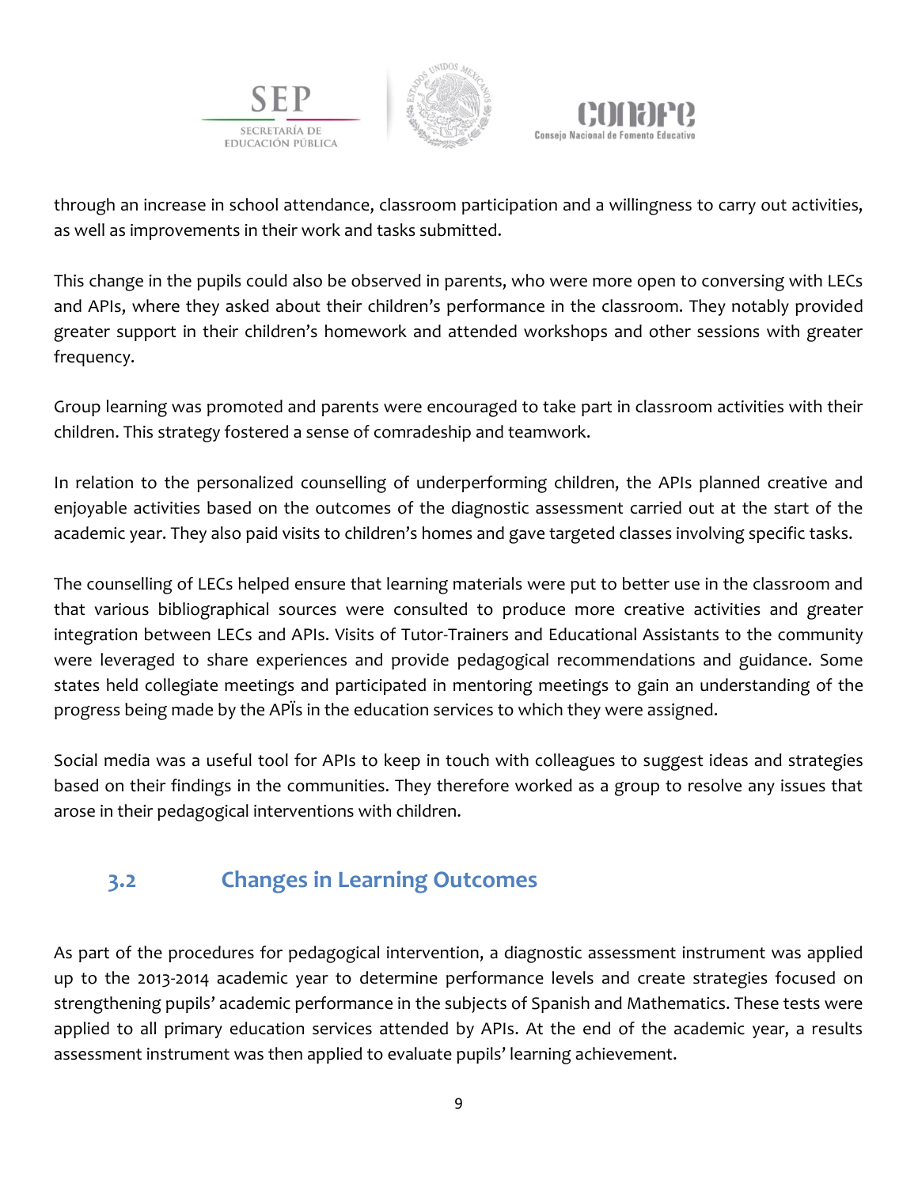through an increase in school attendance, classroom participation and a willingness to carry out activities, as well as improvements in their work and tasks submitted.

This change in the pupils could also be observed in parents, who were more open to conversing with LECs and APIs, where they asked about their children's performance in the classroom. They notably provided greater support in their children's homework and attended workshops and other sessions with greater frequency.

Group learning was promoted and parents were encouraged to take part in classroom activities with their children. This strategy fostered a sense of comradeship and teamwork.

In relation to the personalized counselling of underperforming children, the APIs planned creative and enjoyable activities based on the outcomes of the diagnostic assessment carried out at the start of the academic year. They also paid visits to children's homes and gave targeted classes involving specific tasks.

The counselling of LECs helped ensure that learning materials were put to better use in the classroom and that various bibliographical sources were consulted to produce more creative activities and greater integration between LECs and APIs. Visits of Tutor-Trainers and Educational Assistants to the community were leveraged to share experiences and provide pedagogical recommendations and guidance. Some states held collegiate meetings and participated in mentoring meetings to gain an understanding of the progress being made by the APÏs in the education services to which they were assigned.

Social media was a useful tool for APIs to keep in touch with colleagues to suggest ideas and strategies based on their findings in the communities. They therefore worked as a group to resolve any issues that arose in their pedagogical interventions with children.

## 3.2 Changes in Learning Outcomes

As part of the procedures for pedagogical intervention, a diagnostic assessment instrument was applied up to the 2013-2014 academic year to determine performance levels and create strategies focused on strengthening pupils' academic performance in the subjects of Spanish and Mathematics. These tests were applied to all primary education services attended by APIs. At the end of the academic year, a results assessment instrument was then applied to evaluate pupils' learning achievement.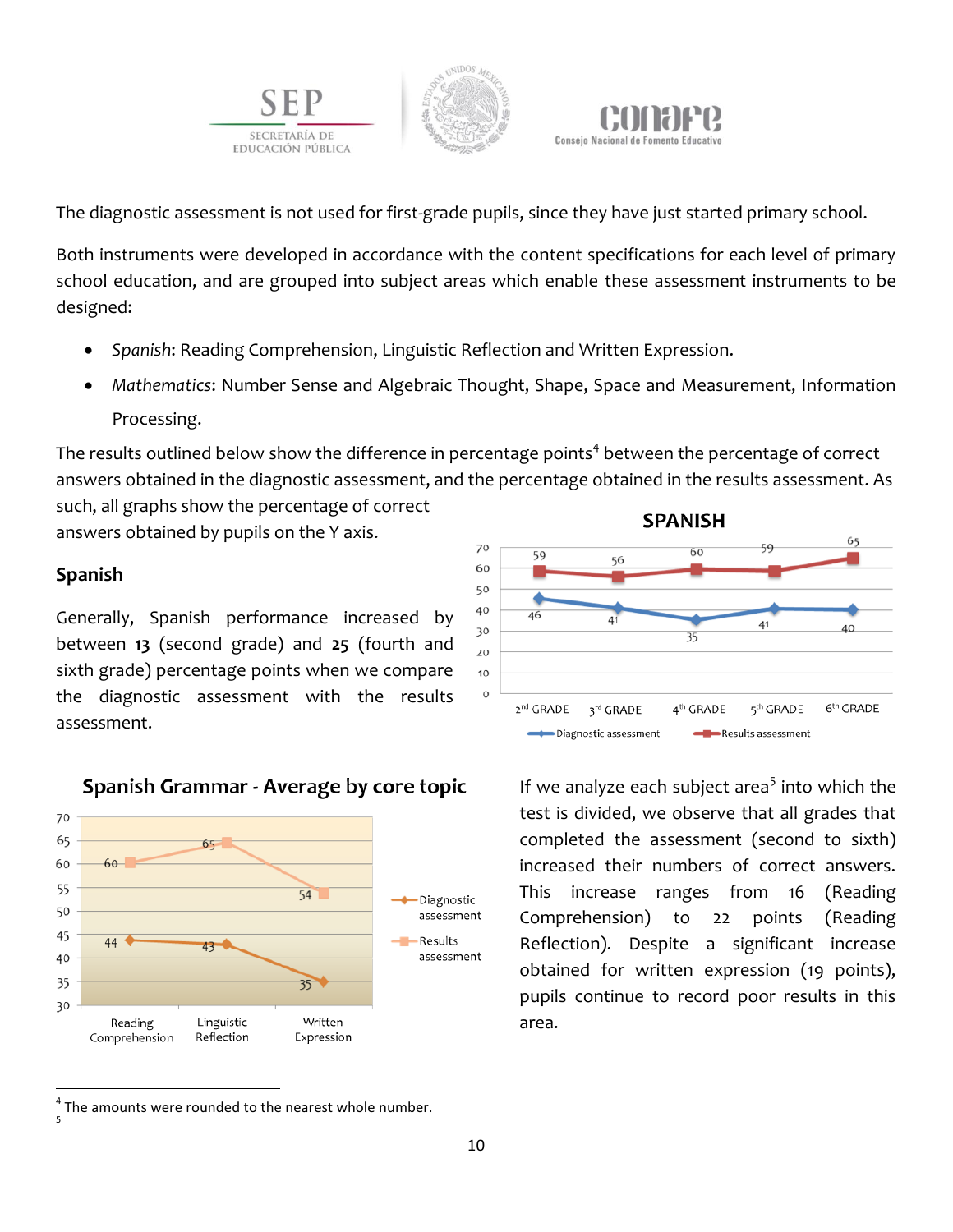The diagnostic assessment is not used for first-grade pupils, since they have just started primary school.

Both instruments were developed in accordance with the content specifications for each level of primary school education, and are grouped into subject areas which enable these assessment instruments to be designed:

- *Spanish*: Reading Comprehension, Linguistic Reflection and Written Expression.
- *Mathematics*: Number Sense and Algebraic Thought, Shape, Space and Measurement, Information Processing.

The results outlined below show the difference in percentage points[4] between the percentage of correct answers obtained in the diagnostic assessment, and the percentage obtained in the results assessment. As such, all graphs show the percentage of correct answers obtained by pupils on the Y axis.

## Spanish

Generally, Spanish performance increased by between **13** (second grade) and **25** (fourth and sixth grade) percentage points when we compare the diagnostic assessment with the results assessment.

**SPANISH**

| | 2nd GRADE | 3rd GRADE | 4th GRADE | 5th GRADE | 6th GRADE |
|---|---|---|---|---|---|
| Diagnostic assessment | 46 | 41 | 35 | 41 | 40 |
| Results assessment | 59 | 56 | 60 | 59 | 65 |

**Spanish Grammar - Average by core topic**

| | Reading Comprehension | Linguistic Reflection | Written Expression |
|---|---|---|---|
| Diagnostic assessment | 44 | 43 | 35 |
| Results assessment | 60 | 65 | 54 |

If we analyze each subject area[5] into which the test is divided, we observe that all grades that completed the assessment (second to sixth) increased their numbers of correct answers. This increase ranges from 16 (Reading Comprehension) to 22 points (Reading Reflection). Despite a significant increase obtained for written expression (19 points), pupils continue to record poor results in this area.

---

[4] The amounts were rounded to the nearest whole number.

[5]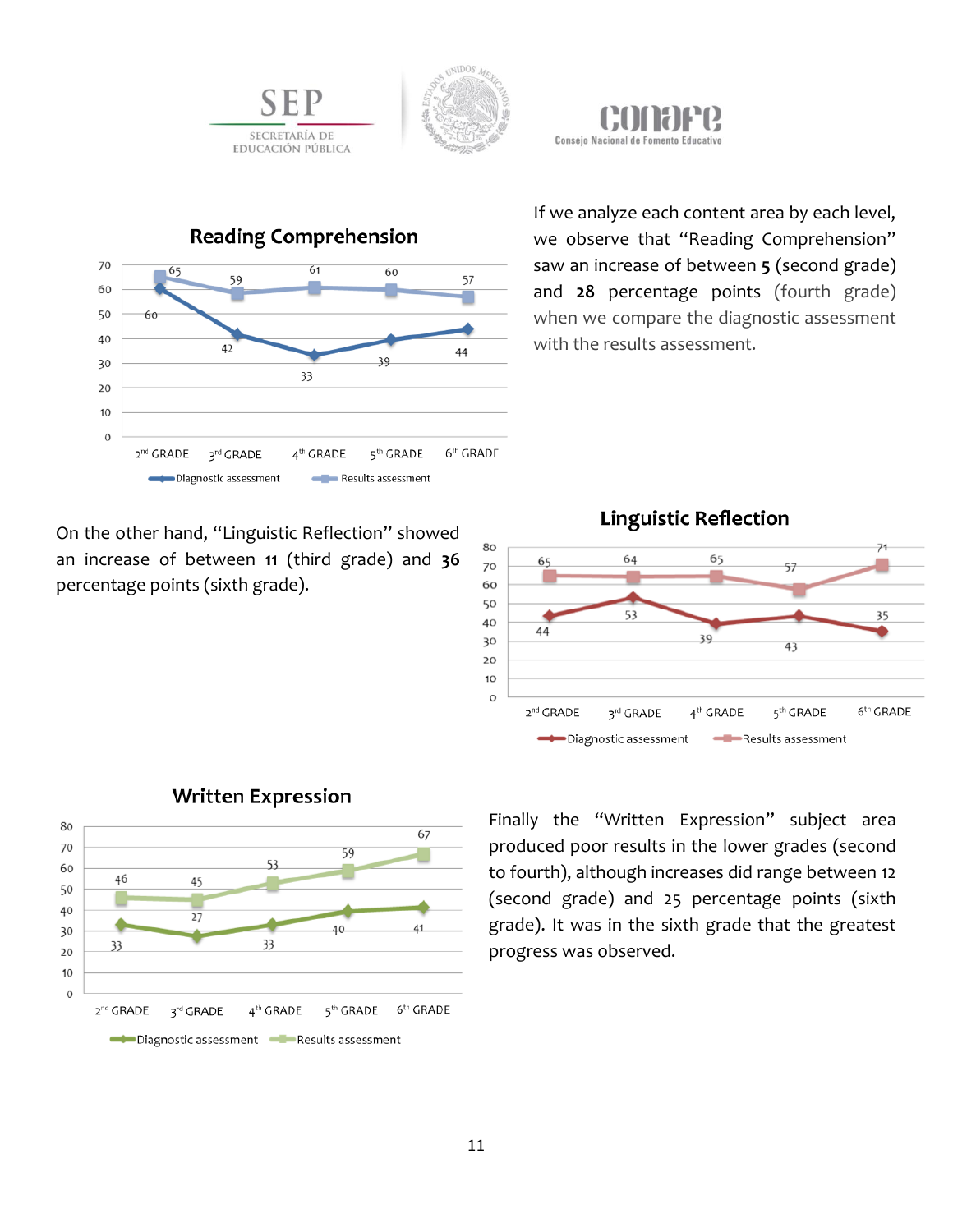### Reading Comprehension

| | 2nd GRADE | 3rd GRADE | 4th GRADE | 5th GRADE | 6th GRADE |
|---|---|---|---|---|---|
| Diagnostic assessment | 60 | 42 | 33 | 39 | 44 |
| Results assessment | 65 | 59 | 61 | 60 | 57 |

If we analyze each content area by each level, we observe that "Reading Comprehension" saw an increase of between **5** (second grade) and **28** percentage points (fourth grade) when we compare the diagnostic assessment with the results assessment.

On the other hand, "Linguistic Reflection" showed an increase of between **11** (third grade) and **36** percentage points (sixth grade).

### Linguistic Reflection

| | 2nd GRADE | 3rd GRADE | 4th GRADE | 5th GRADE | 6th GRADE |
|---|---|---|---|---|---|
| Diagnostic assessment | 44 | 53 | 39 | 43 | 35 |
| Results assessment | 65 | 64 | 65 | 57 | 71 |

### Written Expression

| | 2nd GRADE | 3rd GRADE | 4th GRADE | 5th GRADE | 6th GRADE |
|---|---|---|---|---|---|
| Diagnostic assessment | 33 | 27 | 33 | 40 | 41 |
| Results assessment | 46 | 45 | 53 | 59 | 67 |

Finally the "Written Expression" subject area produced poor results in the lower grades (second to fourth), although increases did range between 12 (second grade) and 25 percentage points (sixth grade). It was in the sixth grade that the greatest progress was observed.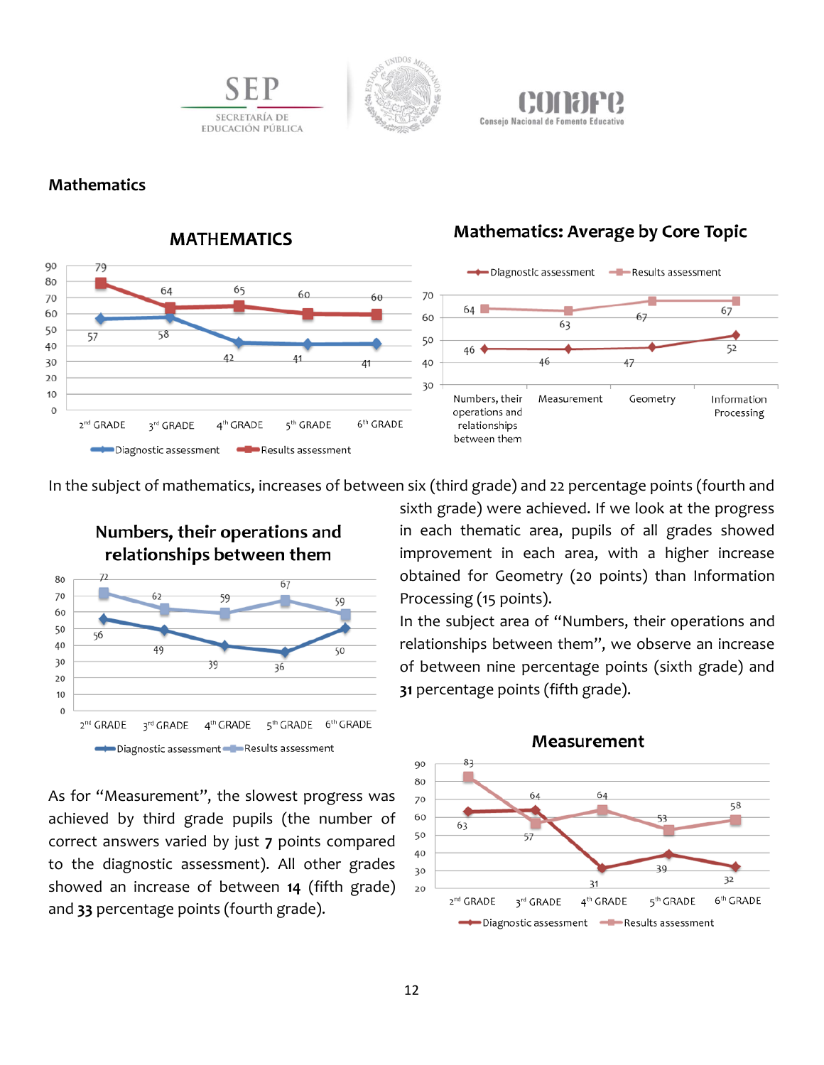## Mathematics

**MATHEMATICS**

| | 2nd GRADE | 3rd GRADE | 4th GRADE | 5th GRADE | 6th GRADE |
|---|---|---|---|---|---|
| Diagnostic assessment | 57 | 58 | 42 | 41 | 41 |
| Results assessment | 79 | 64 | 65 | 60 | 60 |

**Mathematics: Average by Core Topic**

| | Numbers, their operations and relationships between them | Measurement | Geometry | Information Processing |
|---|---|---|---|---|
| Diagnostic assessment | 46 | 46 | 47 | 52 |
| Results assessment | 64 | 63 | 67 | 67 |

In the subject of mathematics, increases of between six (third grade) and 22 percentage points (fourth and sixth grade) were achieved. If we look at the progress in each thematic area, pupils of all grades showed improvement in each area, with a higher increase obtained for Geometry (20 points) than Information Processing (15 points).

In the subject area of "Numbers, their operations and relationships between them", we observe an increase of between nine percentage points (sixth grade) and **31** percentage points (fifth grade).

**Numbers, their operations and relationships between them**

| | 2nd GRADE | 3rd GRADE | 4th GRADE | 5th GRADE | 6th GRADE |
|---|---|---|---|---|---|
| Diagnostic assessment | 56 | 49 | 39 | 36 | 50 |
| Results assessment | 72 | 62 | 59 | 67 | 59 |

As for "Measurement", the slowest progress was achieved by third grade pupils (the number of correct answers varied by just **7** points compared to the diagnostic assessment). All other grades showed an increase of between **14** (fifth grade) and **33** percentage points (fourth grade).

**Measurement**

| | 2nd GRADE | 3rd GRADE | 4th GRADE | 5th GRADE | 6th GRADE |
|---|---|---|---|---|---|
| Diagnostic assessment | 63 | 64 | 31 | 39 | 32 |
| Results assessment | 83 | 57 | 64 | 53 | 58 |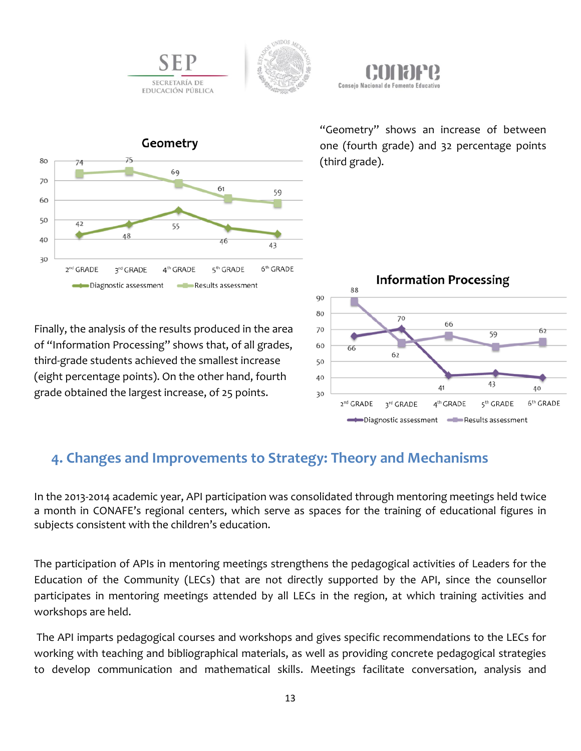“Geometry” shows an increase of between one (fourth grade) and 32 percentage points (third grade).

**Geometry**

| | 2nd GRADE | 3rd GRADE | 4th GRADE | 5th GRADE | 6th GRADE |
|---|---|---|---|---|---|
| Diagnostic assessment | 42 | 48 | 55 | 46 | 43 |
| Results assessment | 74 | 75 | 69 | 61 | 59 |

Finally, the analysis of the results produced in the area of “Information Processing” shows that, of all grades, third-grade students achieved the smallest increase (eight percentage points). On the other hand, fourth grade obtained the largest increase, of 25 points.

**Information Processing**

| | 2nd GRADE | 3rd GRADE | 4th GRADE | 5th GRADE | 6th GRADE |
|---|---|---|---|---|---|
| Diagnostic assessment | 66 | 70 | 41 | 43 | 40 |
| Results assessment | 88 | 62 | 66 | 59 | 62 |

## 4. Changes and Improvements to Strategy: Theory and Mechanisms

In the 2013-2014 academic year, API participation was consolidated through mentoring meetings held twice a month in CONAFE’s regional centers, which serve as spaces for the training of educational figures in subjects consistent with the children’s education.

The participation of APIs in mentoring meetings strengthens the pedagogical activities of Leaders for the Education of the Community (LECs) that are not directly supported by the API, since the counsellor participates in mentoring meetings attended by all LECs in the region, at which training activities and workshops are held.

The API imparts pedagogical courses and workshops and gives specific recommendations to the LECs for working with teaching and bibliographical materials, as well as providing concrete pedagogical strategies to develop communication and mathematical skills. Meetings facilitate conversation, analysis and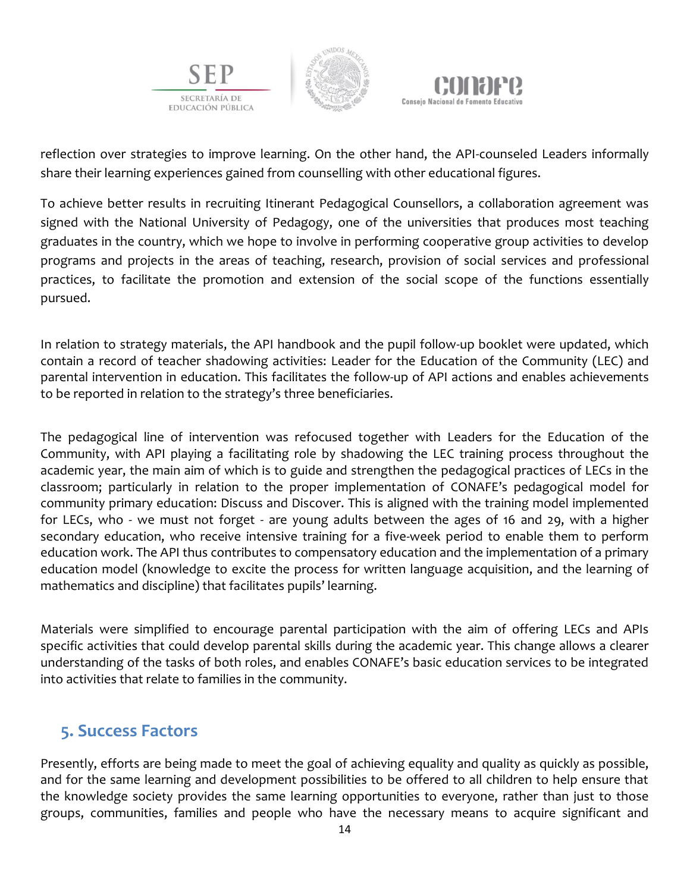reflection over strategies to improve learning. On the other hand, the API-counseled Leaders informally share their learning experiences gained from counselling with other educational figures.

To achieve better results in recruiting Itinerant Pedagogical Counsellors, a collaboration agreement was signed with the National University of Pedagogy, one of the universities that produces most teaching graduates in the country, which we hope to involve in performing cooperative group activities to develop programs and projects in the areas of teaching, research, provision of social services and professional practices, to facilitate the promotion and extension of the social scope of the functions essentially pursued.

In relation to strategy materials, the API handbook and the pupil follow-up booklet were updated, which contain a record of teacher shadowing activities: Leader for the Education of the Community (LEC) and parental intervention in education. This facilitates the follow-up of API actions and enables achievements to be reported in relation to the strategy's three beneficiaries.

The pedagogical line of intervention was refocused together with Leaders for the Education of the Community, with API playing a facilitating role by shadowing the LEC training process throughout the academic year, the main aim of which is to guide and strengthen the pedagogical practices of LECs in the classroom; particularly in relation to the proper implementation of CONAFE's pedagogical model for community primary education: Discuss and Discover. This is aligned with the training model implemented for LECs, who - we must not forget - are young adults between the ages of 16 and 29, with a higher secondary education, who receive intensive training for a five-week period to enable them to perform education work. The API thus contributes to compensatory education and the implementation of a primary education model (knowledge to excite the process for written language acquisition, and the learning of mathematics and discipline) that facilitates pupils' learning.

Materials were simplified to encourage parental participation with the aim of offering LECs and APIs specific activities that could develop parental skills during the academic year. This change allows a clearer understanding of the tasks of both roles, and enables CONAFE's basic education services to be integrated into activities that relate to families in the community.

## 5. Success Factors

Presently, efforts are being made to meet the goal of achieving equality and quality as quickly as possible, and for the same learning and development possibilities to be offered to all children to help ensure that the knowledge society provides the same learning opportunities to everyone, rather than just to those groups, communities, families and people who have the necessary means to acquire significant and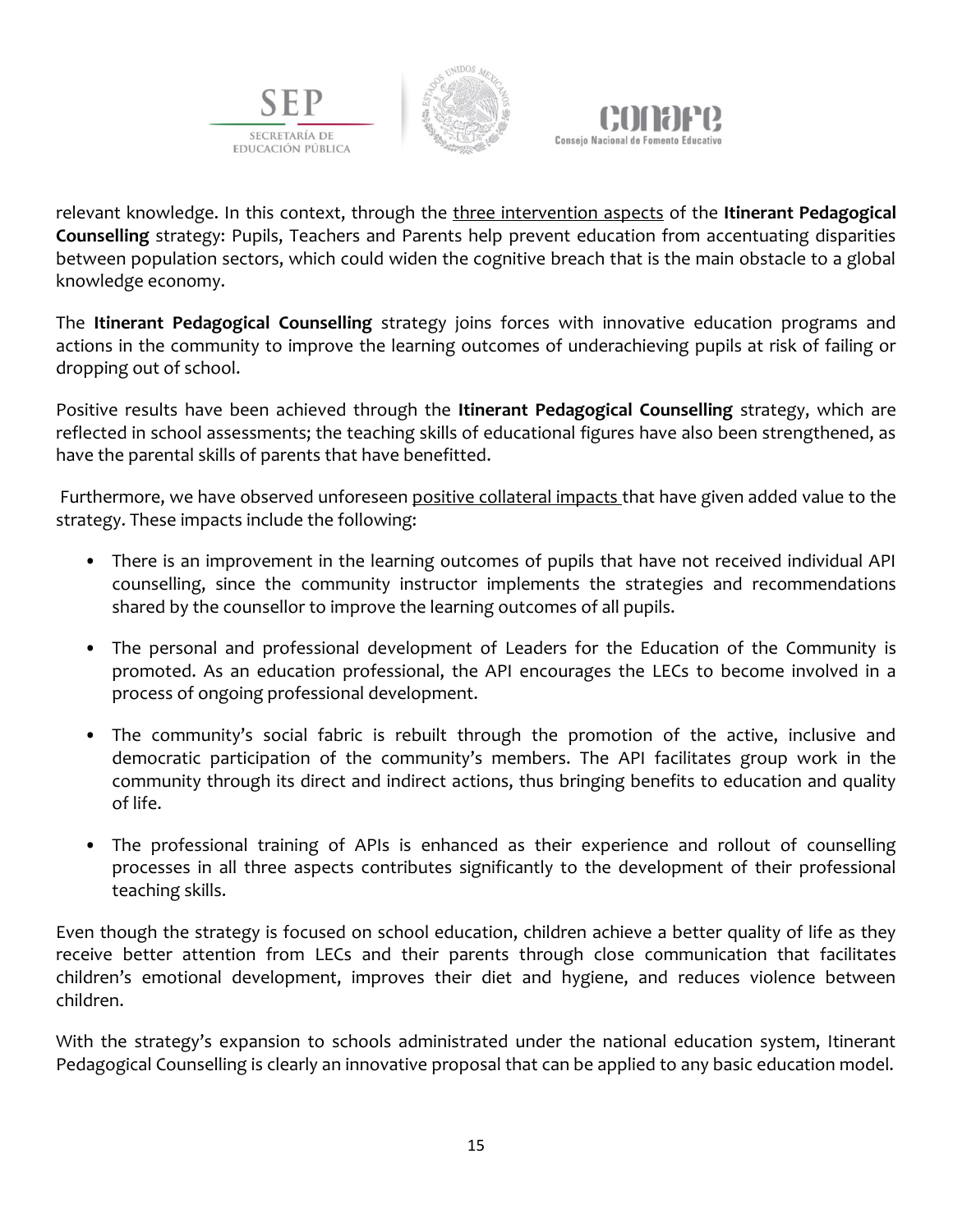relevant knowledge. In this context, through the three intervention aspects of the **Itinerant Pedagogical Counselling** strategy: Pupils, Teachers and Parents help prevent education from accentuating disparities between population sectors, which could widen the cognitive breach that is the main obstacle to a global knowledge economy.

The **Itinerant Pedagogical Counselling** strategy joins forces with innovative education programs and actions in the community to improve the learning outcomes of underachieving pupils at risk of failing or dropping out of school.

Positive results have been achieved through the **Itinerant Pedagogical Counselling** strategy, which are reflected in school assessments; the teaching skills of educational figures have also been strengthened, as have the parental skills of parents that have benefitted.

Furthermore, we have observed unforeseen positive collateral impacts that have given added value to the strategy. These impacts include the following:

- There is an improvement in the learning outcomes of pupils that have not received individual API counselling, since the community instructor implements the strategies and recommendations shared by the counsellor to improve the learning outcomes of all pupils.
- The personal and professional development of Leaders for the Education of the Community is promoted. As an education professional, the API encourages the LECs to become involved in a process of ongoing professional development.
- The community's social fabric is rebuilt through the promotion of the active, inclusive and democratic participation of the community's members. The API facilitates group work in the community through its direct and indirect actions, thus bringing benefits to education and quality of life.
- The professional training of APIs is enhanced as their experience and rollout of counselling processes in all three aspects contributes significantly to the development of their professional teaching skills.

Even though the strategy is focused on school education, children achieve a better quality of life as they receive better attention from LECs and their parents through close communication that facilitates children's emotional development, improves their diet and hygiene, and reduces violence between children.

With the strategy's expansion to schools administrated under the national education system, Itinerant Pedagogical Counselling is clearly an innovative proposal that can be applied to any basic education model.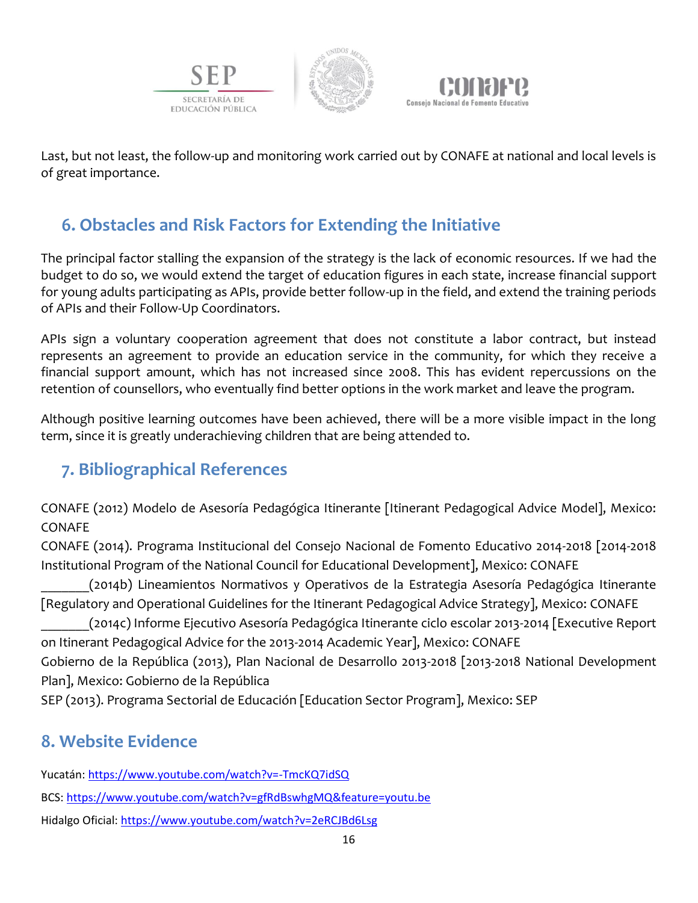Last, but not least, the follow-up and monitoring work carried out by CONAFE at national and local levels is of great importance.

## 6. Obstacles and Risk Factors for Extending the Initiative

The principal factor stalling the expansion of the strategy is the lack of economic resources. If we had the budget to do so, we would extend the target of education figures in each state, increase financial support for young adults participating as APIs, provide better follow-up in the field, and extend the training periods of APIs and their Follow-Up Coordinators.

APIs sign a voluntary cooperation agreement that does not constitute a labor contract, but instead represents an agreement to provide an education service in the community, for which they receive a financial support amount, which has not increased since 2008. This has evident repercussions on the retention of counsellors, who eventually find better options in the work market and leave the program.

Although positive learning outcomes have been achieved, there will be a more visible impact in the long term, since it is greatly underachieving children that are being attended to.

## 7. Bibliographical References

CONAFE (2012) Modelo de Asesoría Pedagógica Itinerante [Itinerant Pedagogical Advice Model], Mexico: CONAFE

CONAFE (2014). Programa Institucional del Consejo Nacional de Fomento Educativo 2014-2018 [2014-2018 Institutional Program of the National Council for Educational Development], Mexico: CONAFE

_______(2014b) Lineamientos Normativos y Operativos de la Estrategia Asesoría Pedagógica Itinerante [Regulatory and Operational Guidelines for the Itinerant Pedagogical Advice Strategy], Mexico: CONAFE

_______(2014c) Informe Ejecutivo Asesoría Pedagógica Itinerante ciclo escolar 2013-2014 [Executive Report on Itinerant Pedagogical Advice for the 2013-2014 Academic Year], Mexico: CONAFE

Gobierno de la República (2013), Plan Nacional de Desarrollo 2013-2018 [2013-2018 National Development Plan], Mexico: Gobierno de la República

SEP (2013). Programa Sectorial de Educación [Education Sector Program], Mexico: SEP

## 8. Website Evidence

Yucatán: https://www.youtube.com/watch?v=-TmcKQ7idSQ

BCS: https://www.youtube.com/watch?v=gfRdBswhgMQ&feature=youtu.be

Hidalgo Oficial: https://www.youtube.com/watch?v=2eRCJBd6Lsg